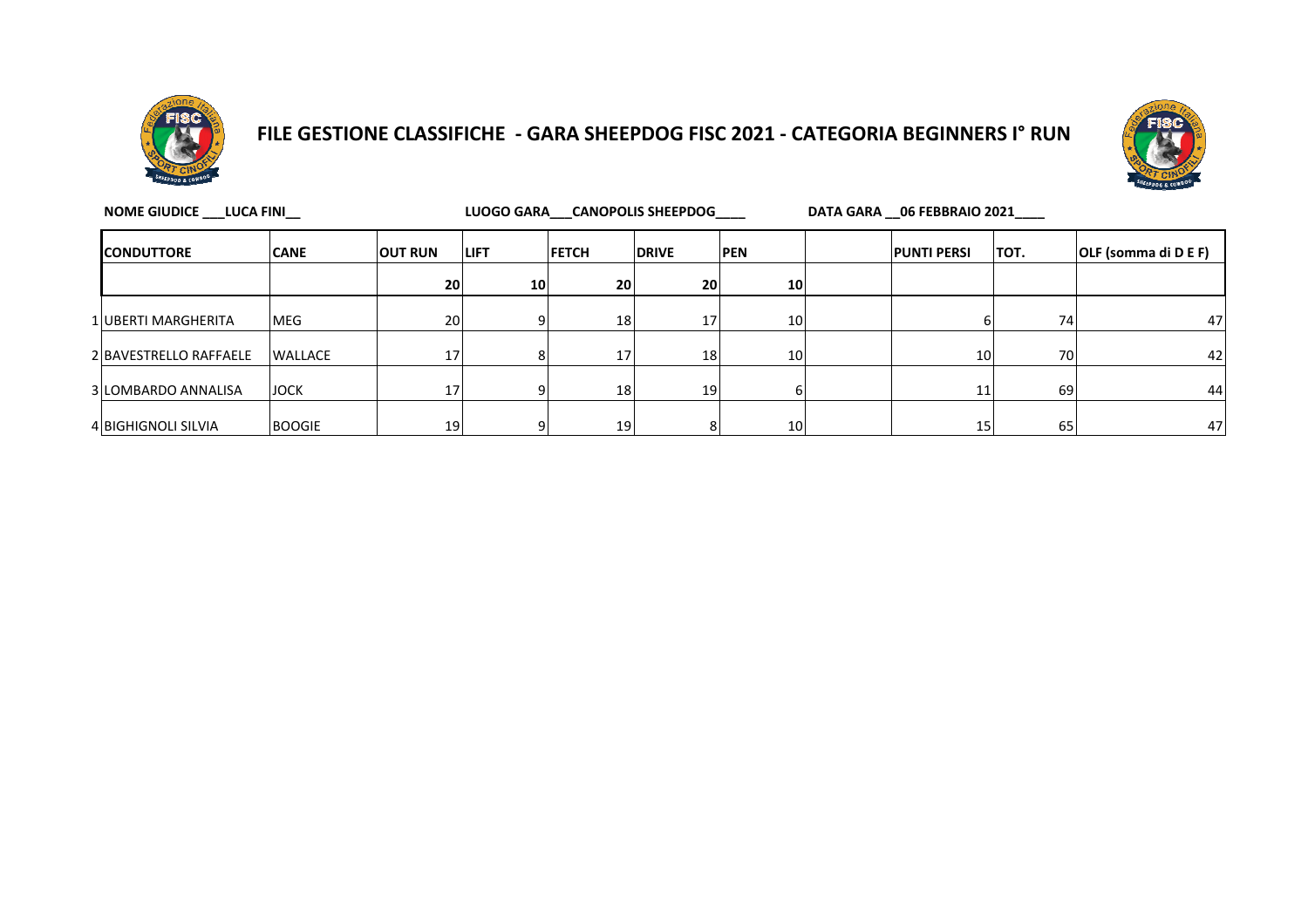# FILE GESTIONE CLASSIFICHE - GARA SHEEPDOG FISC 2021 - CATEGORIA BEGINNERS I° RUN

**NOME GIUDICE ___LUCA FINI__** **LUOGO GARA___CANOPOLIS SHEEPDOG____** **DATA GARA __06 FEBBRAIO 2021____**

| | CONDUTTORE | CANE | OUT RUN | LIFT | FETCH | DRIVE | PEN | | PUNTI PERSI | TOT. | OLF (somma di D E F) |
|---|---|---|---|---|---|---|---|---|---|---|---|
| | | | 20 | 10 | 20 | 20 | 10 | | | | |
| 1 | UBERTI MARGHERITA | MEG | 20 | 9 | 18 | 17 | 10 | | 6 | 74 | 47 |
| 2 | BAVESTRELLO RAFFAELE | WALLACE | 17 | 8 | 17 | 18 | 10 | | 10 | 70 | 42 |
| 3 | LOMBARDO ANNALISA | JOCK | 17 | 9 | 18 | 19 | 6 | | 11 | 69 | 44 |
| 4 | BIGHIGNOLI SILVIA | BOOGIE | 19 | 9 | 19 | 8 | 10 | | 15 | 65 | 47 |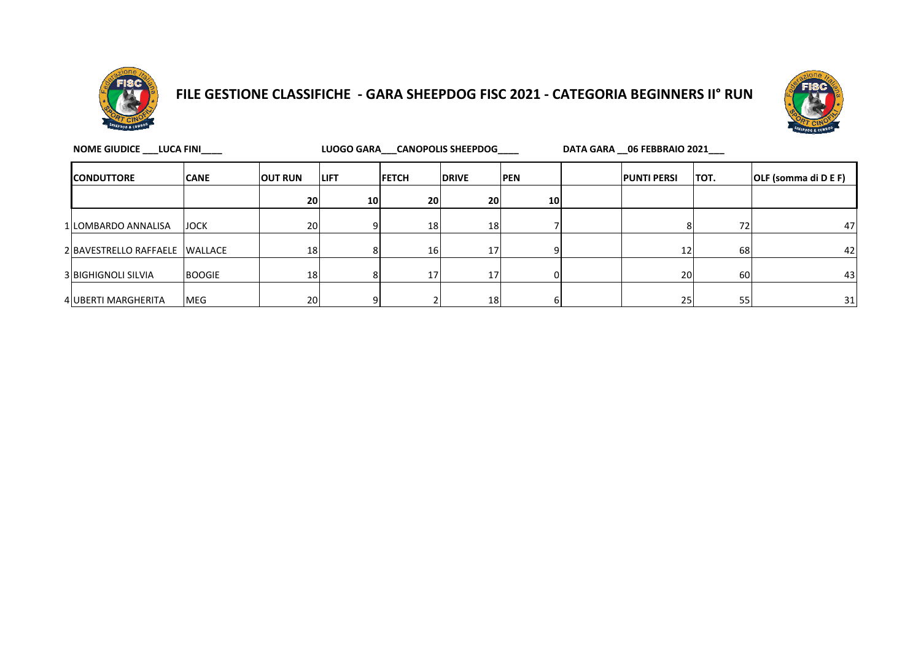# FILE GESTIONE CLASSIFICHE - GARA SHEEPDOG FISC 2021 - CATEGORIA BEGINNERS II° RUN

**NOME GIUDICE ___LUCA FINI____** **LUOGO GARA___CANOPOLIS SHEEPDOG____** **DATA GARA __06 FEBBRAIO 2021___**

| | CONDUTTORE | CANE | OUT RUN | LIFT | FETCH | DRIVE | PEN | | PUNTI PERSI | TOT. | OLF (somma di D E F) |
|---|---|---|---|---|---|---|---|---|---|---|---|
| | | | 20 | 10 | 20 | 20 | 10 | | | | |
| 1 | LOMBARDO ANNALISA | JOCK | 20 | 9 | 18 | 18 | 7 | | 8 | 72 | 47 |
| 2 | BAVESTRELLO RAFFAELE | WALLACE | 18 | 8 | 16 | 17 | 9 | | 12 | 68 | 42 |
| 3 | BIGHIGNOLI SILVIA | BOOGIE | 18 | 8 | 17 | 17 | 0 | | 20 | 60 | 43 |
| 4 | UBERTI MARGHERITA | MEG | 20 | 9 | 2 | 18 | 6 | | 25 | 55 | 31 |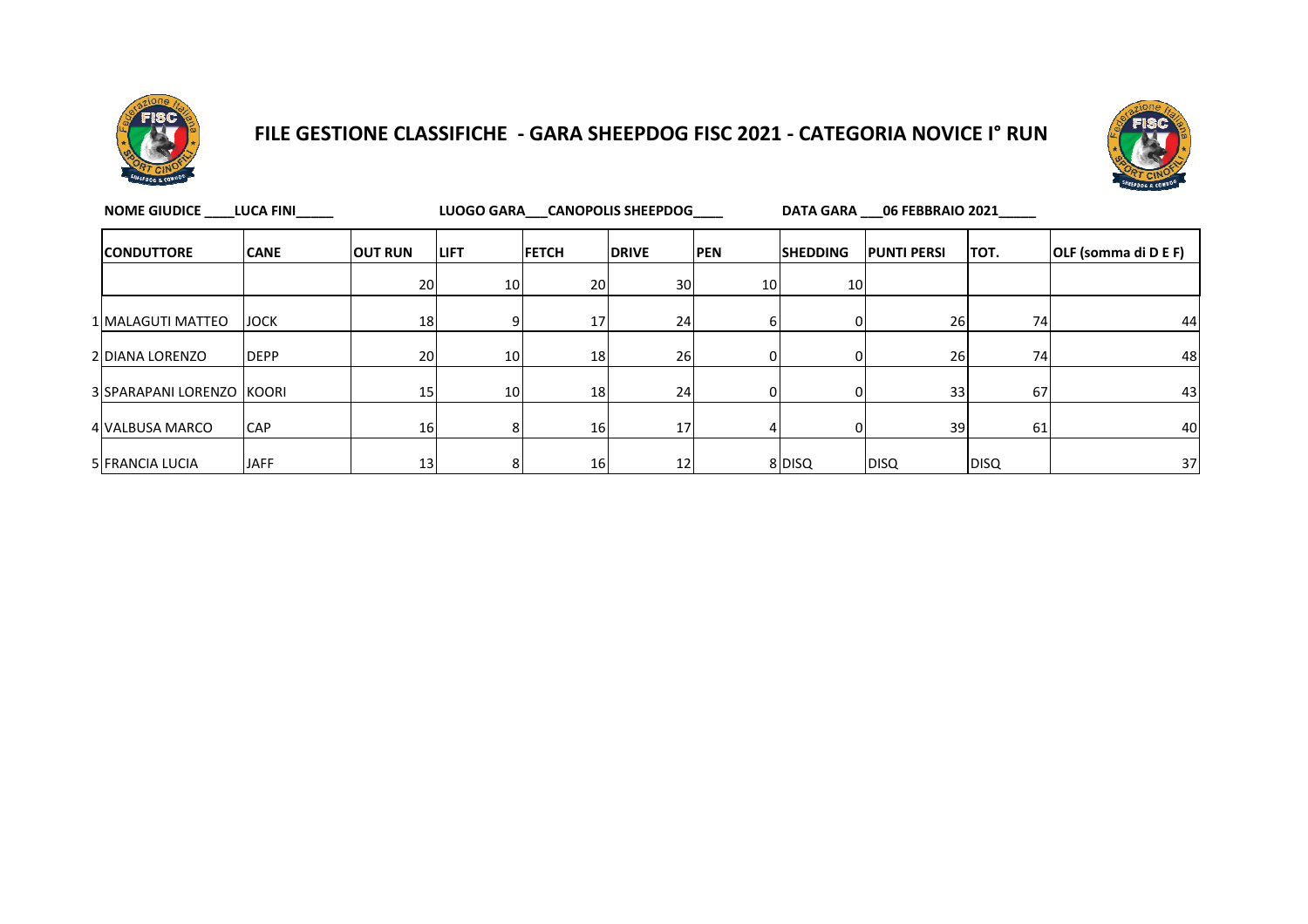# FILE GESTIONE CLASSIFICHE - GARA SHEEPDOG FISC 2021 - CATEGORIA NOVICE I° RUN

**NOME GIUDICE** ____LUCA FINI_____ **LUOGO GARA**___CANOPOLIS SHEEPDOG____ **DATA GARA** ___06 FEBBRAIO 2021_____

| | CONDUTTORE | CANE | OUT RUN | LIFT | FETCH | DRIVE | PEN | SHEDDING | PUNTI PERSI | TOT. | OLF (somma di D E F) |
|---|---|---|---|---|---|---|---|---|---|---|---|
| | | | 20 | 10 | 20 | 30 | 10 | 10 | | | |
| 1 | MALAGUTI MATTEO | JOCK | 18 | 9 | 17 | 24 | 6 | 0 | 26 | 74 | 44 |
| 2 | DIANA LORENZO | DEPP | 20 | 10 | 18 | 26 | 0 | 0 | 26 | 74 | 48 |
| 3 | SPARAPANI LORENZO | KOORI | 15 | 10 | 18 | 24 | 0 | 0 | 33 | 67 | 43 |
| 4 | VALBUSA MARCO | CAP | 16 | 8 | 16 | 17 | 4 | 0 | 39 | 61 | 40 |
| 5 | FRANCIA LUCIA | JAFF | 13 | 8 | 16 | 12 | 8 | DISQ | DISQ | DISQ | 37 |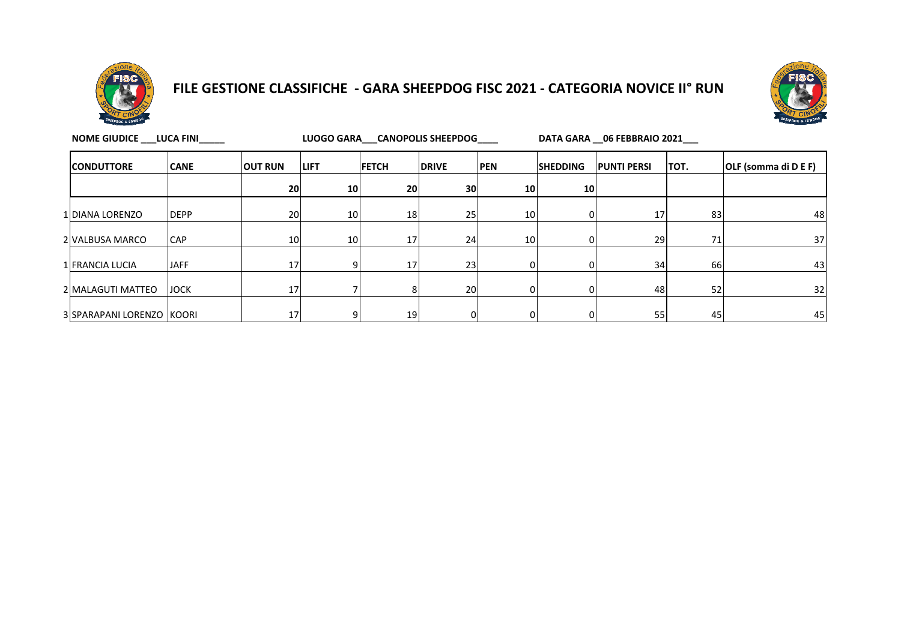# FILE GESTIONE CLASSIFICHE - GARA SHEEPDOG FISC 2021 - CATEGORIA NOVICE II° RUN

**NOME GIUDICE \_\_\_LUCA FINI\_\_\_\_\_** **LUOGO GARA\_\_\_CANOPOLIS SHEEPDOG\_\_\_\_** **DATA GARA \_\_06 FEBBRAIO 2021\_\_\_**

| | CONDUTTORE | CANE | OUT RUN | LIFT | FETCH | DRIVE | PEN | SHEDDING | PUNTI PERSI | TOT. | OLF (somma di D E F) |
|---|---|---|---|---|---|---|---|---|---|---|---|
| | | | 20 | 10 | 20 | 30 | 10 | 10 | | | |
| 1 | DIANA LORENZO | DEPP | 20 | 10 | 18 | 25 | 10 | 0 | 17 | 83 | 48 |
| 2 | VALBUSA MARCO | CAP | 10 | 10 | 17 | 24 | 10 | 0 | 29 | 71 | 37 |
| 1 | FRANCIA LUCIA | JAFF | 17 | 9 | 17 | 23 | 0 | 0 | 34 | 66 | 43 |
| 2 | MALAGUTI MATTEO | JOCK | 17 | 7 | 8 | 20 | 0 | 0 | 48 | 52 | 32 |
| 3 | SPARAPANI LORENZO | KOORI | 17 | 9 | 19 | 0 | 0 | 0 | 55 | 45 | 45 |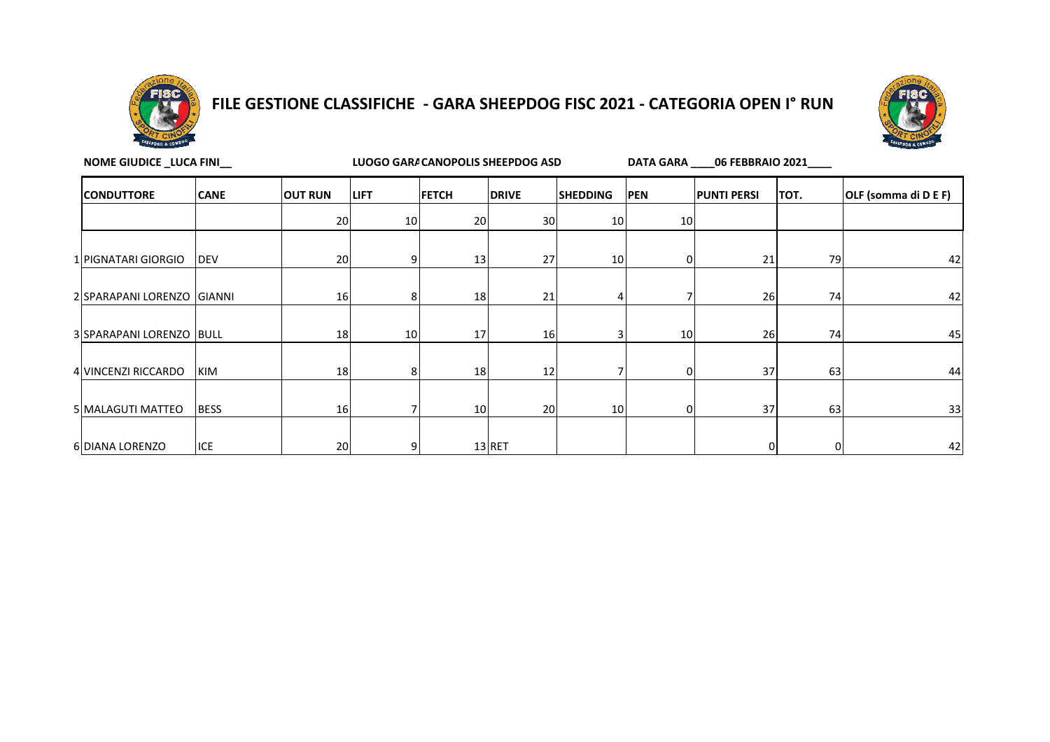# FILE GESTIONE CLASSIFICHE - GARA SHEEPDOG FISC 2021 - CATEGORIA OPEN I° RUN

**NOME GIUDICE _LUCA FINI__** **LUOGO GARA CANOPOLIS SHEEPDOG ASD** **DATA GARA ____06 FEBBRAIO 2021____**

| | CONDUTTORE | CANE | OUT RUN | LIFT | FETCH | DRIVE | SHEDDING | PEN | PUNTI PERSI | TOT. | OLF (somma di D E F) |
|---|---|---|---|---|---|---|---|---|---|---|---|
| | | | 20 | 10 | 20 | 30 | 10 | 10 | | | |
| 1 | PIGNATARI GIORGIO | DEV | 20 | 9 | 13 | 27 | 10 | 0 | 21 | 79 | 42 |
| 2 | SPARAPANI LORENZO | GIANNI | 16 | 8 | 18 | 21 | 4 | 7 | 26 | 74 | 42 |
| 3 | SPARAPANI LORENZO | BULL | 18 | 10 | 17 | 16 | 3 | 10 | 26 | 74 | 45 |
| 4 | VINCENZI RICCARDO | KIM | 18 | 8 | 18 | 12 | 7 | 0 | 37 | 63 | 44 |
| 5 | MALAGUTI MATTEO | BESS | 16 | 7 | 10 | 20 | 10 | 0 | 37 | 63 | 33 |
| 6 | DIANA LORENZO | ICE | 20 | 9 | 13 | RET | | | 0 | 0 | 42 |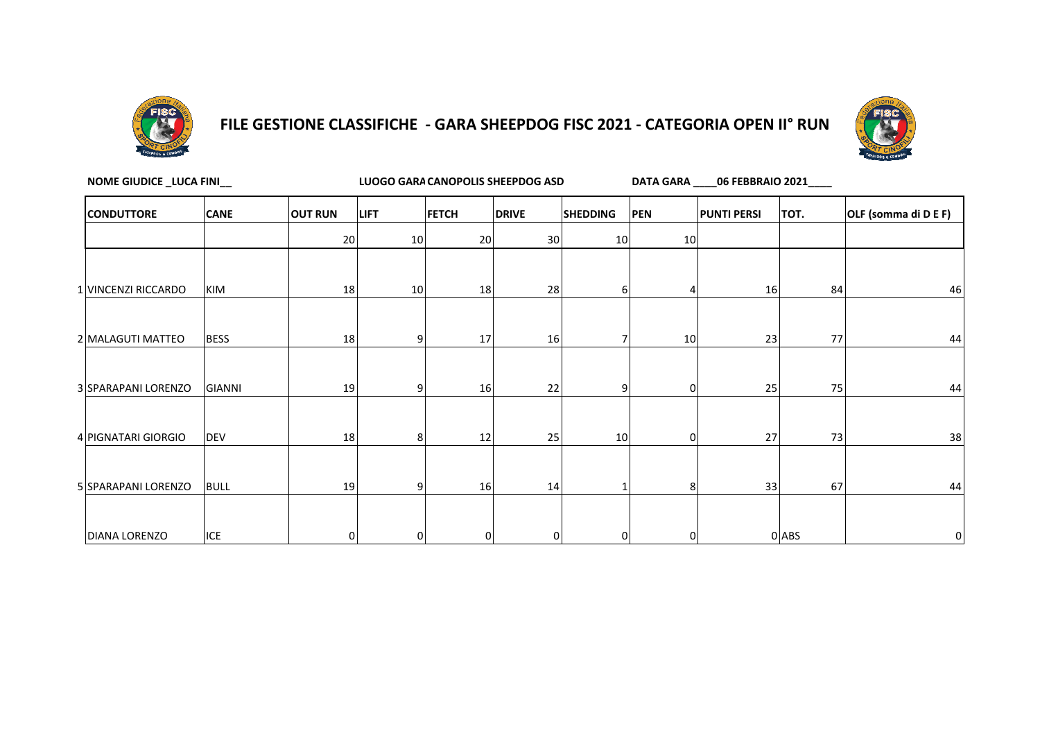# FILE GESTIONE CLASSIFICHE - GARA SHEEPDOG FISC 2021 - CATEGORIA OPEN II° RUN

**NOME GIUDICE _LUCA FINI__** **LUOGO GARA CANOPOLIS SHEEPDOG ASD** **DATA GARA ____06 FEBBRAIO 2021____**

| | CONDUTTORE | CANE | OUT RUN | LIFT | FETCH | DRIVE | SHEDDING | PEN | PUNTI PERSI | TOT. | OLF (somma di D E F) |
|---|---|---|---|---|---|---|---|---|---|---|---|
| | | | 20 | 10 | 20 | 30 | 10 | 10 | | | |
| 1 | VINCENZI RICCARDO | KIM | 18 | 10 | 18 | 28 | 6 | 4 | 16 | 84 | 46 |
| 2 | MALAGUTI MATTEO | BESS | 18 | 9 | 17 | 16 | 7 | 10 | 23 | 77 | 44 |
| 3 | SPARAPANI LORENZO | GIANNI | 19 | 9 | 16 | 22 | 9 | 0 | 25 | 75 | 44 |
| 4 | PIGNATARI GIORGIO | DEV | 18 | 8 | 12 | 25 | 10 | 0 | 27 | 73 | 38 |
| 5 | SPARAPANI LORENZO | BULL | 19 | 9 | 16 | 14 | 1 | 8 | 33 | 67 | 44 |
| | DIANA LORENZO | ICE | 0 | 0 | 0 | 0 | 0 | 0 | 0 | ABS | 0 |